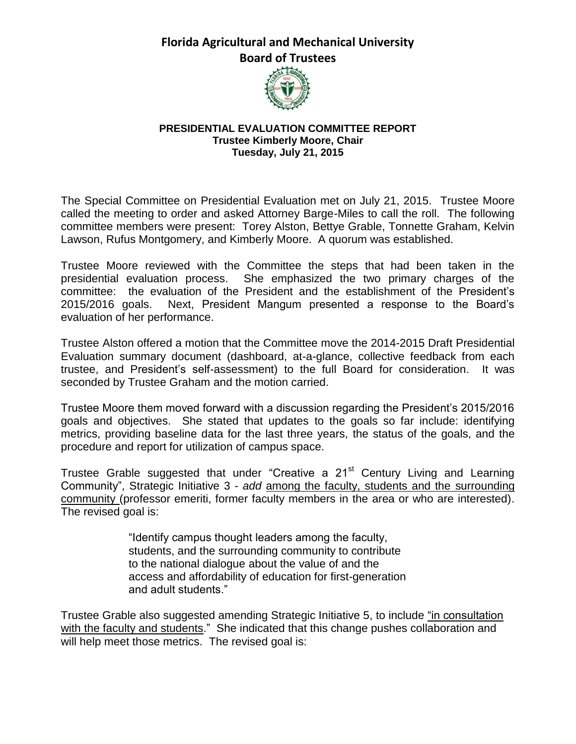# Florida Agricultural and Mechanical University

## Board of Trustees

**PRESIDENTIAL EVALUATION COMMITTEE REPORT**
**Trustee Kimberly Moore, Chair**
**Tuesday, July 21, 2015**

The Special Committee on Presidential Evaluation met on July 21, 2015. Trustee Moore called the meeting to order and asked Attorney Barge-Miles to call the roll. The following committee members were present: Torey Alston, Bettye Grable, Tonnette Graham, Kelvin Lawson, Rufus Montgomery, and Kimberly Moore. A quorum was established.

Trustee Moore reviewed with the Committee the steps that had been taken in the presidential evaluation process. She emphasized the two primary charges of the committee: the evaluation of the President and the establishment of the President's 2015/2016 goals. Next, President Mangum presented a response to the Board's evaluation of her performance.

Trustee Alston offered a motion that the Committee move the 2014-2015 Draft Presidential Evaluation summary document (dashboard, at-a-glance, collective feedback from each trustee, and President's self-assessment) to the full Board for consideration. It was seconded by Trustee Graham and the motion carried.

Trustee Moore them moved forward with a discussion regarding the President's 2015/2016 goals and objectives. She stated that updates to the goals so far include: identifying metrics, providing baseline data for the last three years, the status of the goals, and the procedure and report for utilization of campus space.

Trustee Grable suggested that under "Creative a 21st Century Living and Learning Community", Strategic Initiative 3 - *add* <u>among the faculty, students and the surrounding community</u> (professor emeriti, former faculty members in the area or who are interested). The revised goal is:

> "Identify campus thought leaders among the faculty, students, and the surrounding community to contribute to the national dialogue about the value of and the access and affordability of education for first-generation and adult students."

Trustee Grable also suggested amending Strategic Initiative 5, to include <u>"in consultation with the faculty and students</u>." She indicated that this change pushes collaboration and will help meet those metrics. The revised goal is: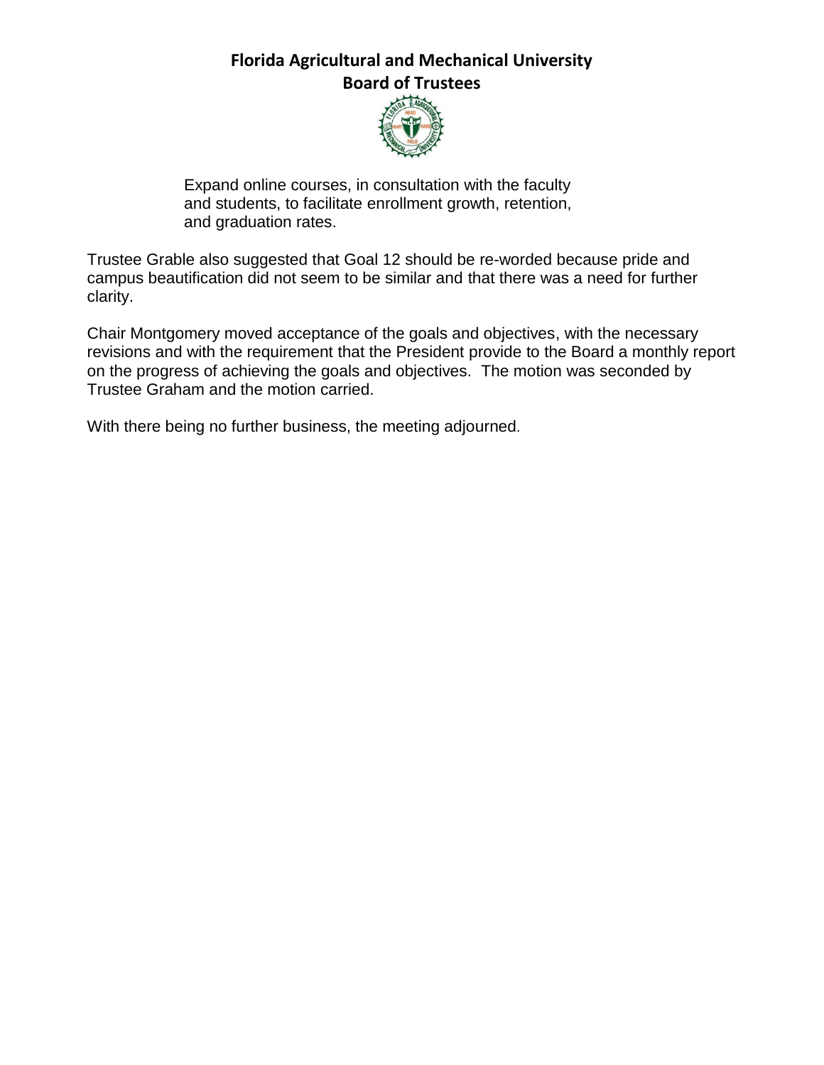Expand online courses, in consultation with the faculty and students, to facilitate enrollment growth, retention, and graduation rates.

Trustee Grable also suggested that Goal 12 should be re-worded because pride and campus beautification did not seem to be similar and that there was a need for further clarity.

Chair Montgomery moved acceptance of the goals and objectives, with the necessary revisions and with the requirement that the President provide to the Board a monthly report on the progress of achieving the goals and objectives. The motion was seconded by Trustee Graham and the motion carried.

With there being no further business, the meeting adjourned.